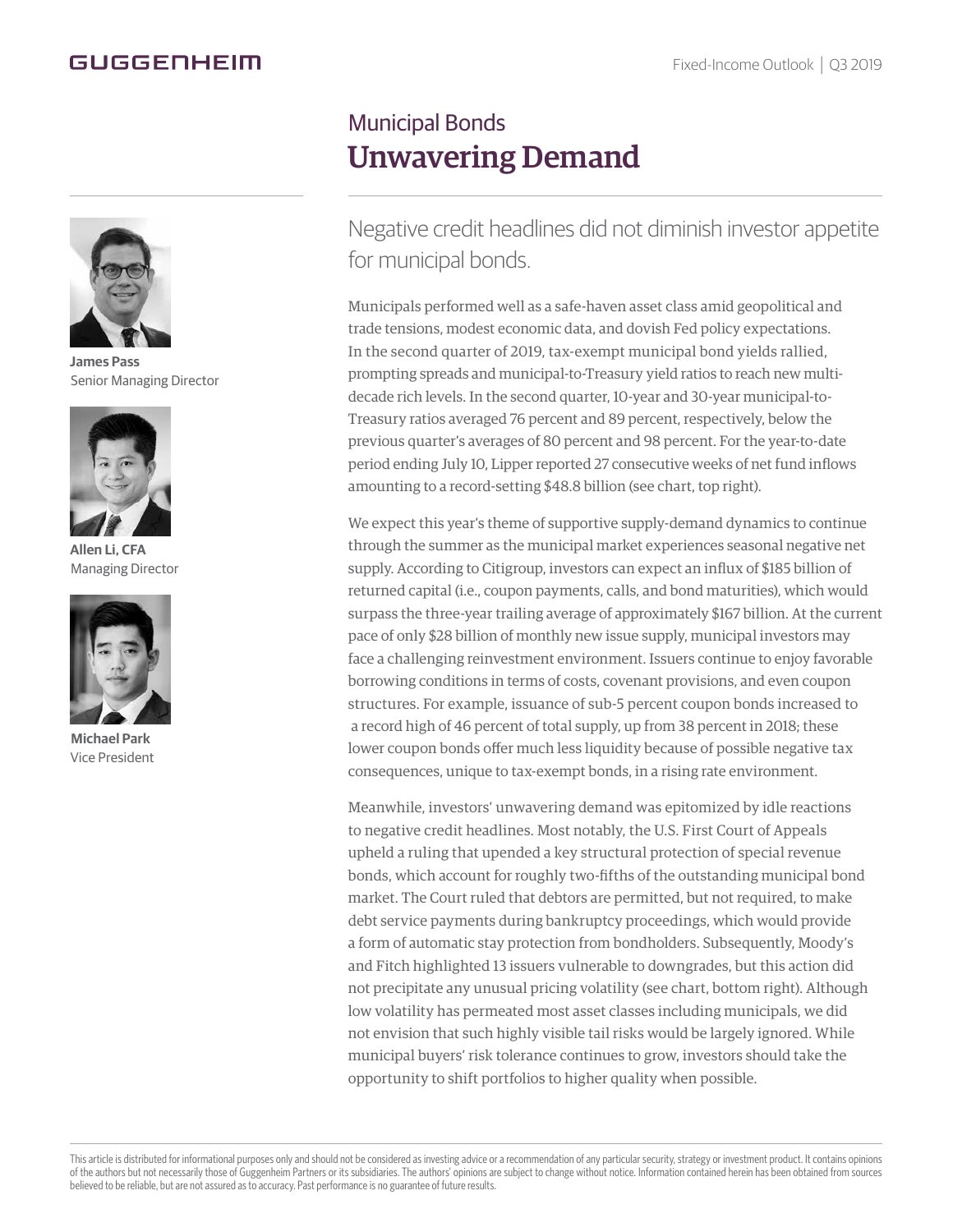## Municipal Bonds

# Unwavering Demand

**James Pass**
Senior Managing Director

**Allen Li, CFA**
Managing Director

**Michael Park**
Vice President

Negative credit headlines did not diminish investor appetite for municipal bonds.

Municipals performed well as a safe-haven asset class amid geopolitical and trade tensions, modest economic data, and dovish Fed policy expectations. In the second quarter of 2019, tax-exempt municipal bond yields rallied, prompting spreads and municipal-to-Treasury yield ratios to reach new multi-decade rich levels. In the second quarter, 10-year and 30-year municipal-to-Treasury ratios averaged 76 percent and 89 percent, respectively, below the previous quarter's averages of 80 percent and 98 percent. For the year-to-date period ending July 10, Lipper reported 27 consecutive weeks of net fund inflows amounting to a record-setting $48.8 billion (see chart, top right).

We expect this year's theme of supportive supply-demand dynamics to continue through the summer as the municipal market experiences seasonal negative net supply. According to Citigroup, investors can expect an influx of $185 billion of returned capital (i.e., coupon payments, calls, and bond maturities), which would surpass the three-year trailing average of approximately $167 billion. At the current pace of only $28 billion of monthly new issue supply, municipal investors may face a challenging reinvestment environment. Issuers continue to enjoy favorable borrowing conditions in terms of costs, covenant provisions, and even coupon structures. For example, issuance of sub-5 percent coupon bonds increased to a record high of 46 percent of total supply, up from 38 percent in 2018; these lower coupon bonds offer much less liquidity because of possible negative tax consequences, unique to tax-exempt bonds, in a rising rate environment.

Meanwhile, investors' unwavering demand was epitomized by idle reactions to negative credit headlines. Most notably, the U.S. First Court of Appeals upheld a ruling that upended a key structural protection of special revenue bonds, which account for roughly two-fifths of the outstanding municipal bond market. The Court ruled that debtors are permitted, but not required, to make debt service payments during bankruptcy proceedings, which would provide a form of automatic stay protection from bondholders. Subsequently, Moody's and Fitch highlighted 13 issuers vulnerable to downgrades, but this action did not precipitate any unusual pricing volatility (see chart, bottom right). Although low volatility has permeated most asset classes including municipals, we did not envision that such highly visible tail risks would be largely ignored. While municipal buyers' risk tolerance continues to grow, investors should take the opportunity to shift portfolios to higher quality when possible.

This article is distributed for informational purposes only and should not be considered as investing advice or a recommendation of any particular security, strategy or investment product. It contains opinions of the authors but not necessarily those of Guggenheim Partners or its subsidiaries. The authors' opinions are subject to change without notice. Information contained herein has been obtained from sources believed to be reliable, but are not assured as to accuracy. Past performance is no guarantee of future results.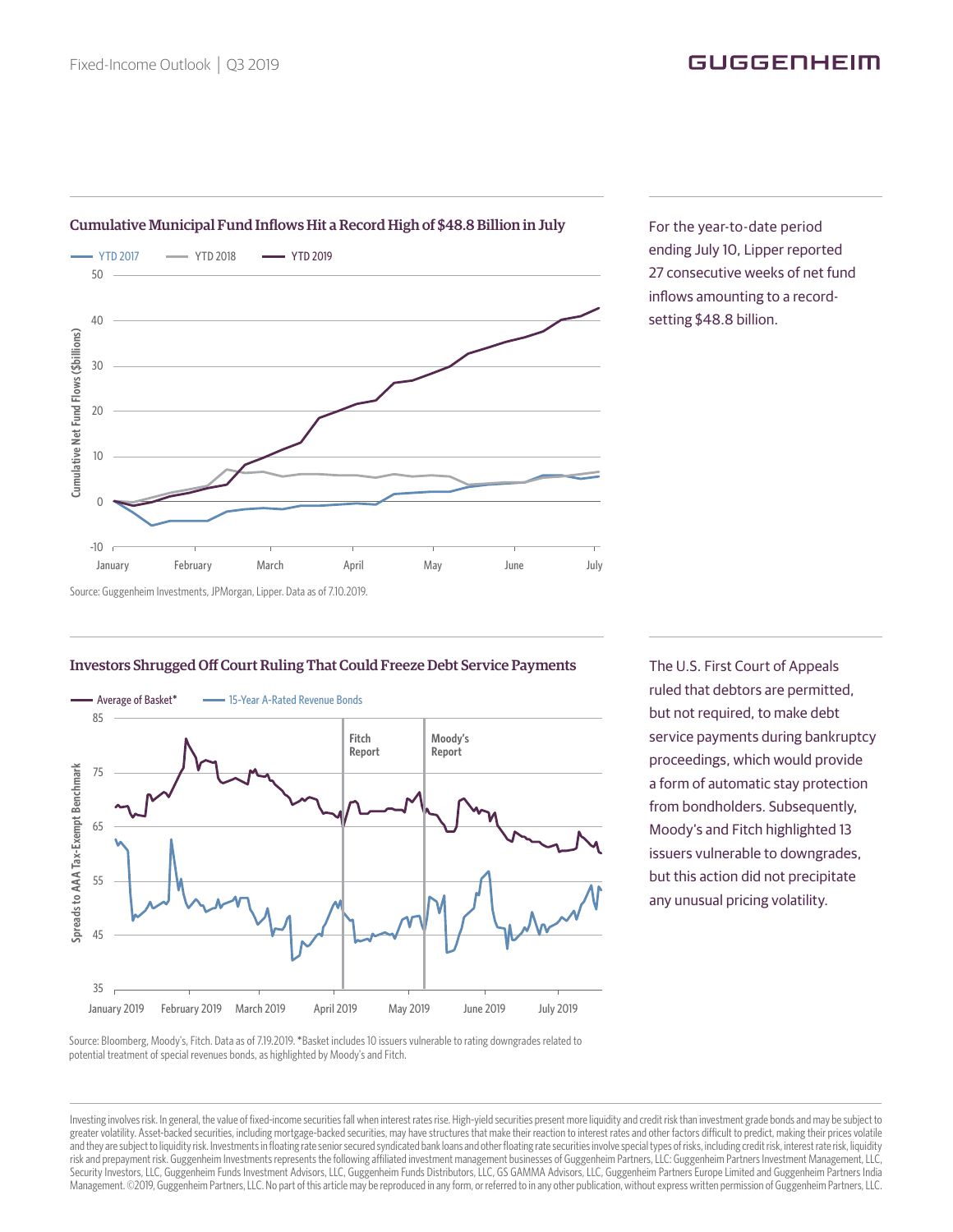### Cumulative Municipal Fund Inflows Hit a Record High of $48.8 Billion in July

YTD 2017
YTD 2018
YTD 2019

Cumulative Net Fund Flows ($billions)

50
40
30
20
10
0
-10

January
February
March
April
May
June
July

Source: Guggenheim Investments, JPMorgan, Lipper. Data as of 7.10.2019.

For the year-to-date period ending July 10, Lipper reported 27 consecutive weeks of net fund inflows amounting to a record-setting $48.8 billion.

### Investors Shrugged Off Court Ruling That Could Freeze Debt Service Payments

Average of Basket*
15-Year A-Rated Revenue Bonds

Spreads to AAA Tax-Exempt Benchmark

85
75
65
55
45
35

Fitch Report
Moody's Report

January 2019
February 2019
March 2019
April 2019
May 2019
June 2019
July 2019

Source: Bloomberg, Moody's, Fitch. Data as of 7.19.2019. *Basket includes 10 issuers vulnerable to rating downgrades related to potential treatment of special revenues bonds, as highlighted by Moody's and Fitch.

The U.S. First Court of Appeals ruled that debtors are permitted, but not required, to make debt service payments during bankruptcy proceedings, which would provide a form of automatic stay protection from bondholders. Subsequently, Moody's and Fitch highlighted 13 issuers vulnerable to downgrades, but this action did not precipitate any unusual pricing volatility.

Investing involves risk. In general, the value of fixed-income securities fall when interest rates rise. High-yield securities present more liquidity and credit risk than investment grade bonds and may be subject to greater volatility. Asset-backed securities, including mortgage-backed securities, may have structures that make their reaction to interest rates and other factors difficult to predict, making their prices volatile and they are subject to liquidity risk. Investments in floating rate senior secured syndicated bank loans and other floating rate securities involve special types of risks, including credit risk, interest rate risk, liquidity risk and prepayment risk. Guggenheim Investments represents the following affiliated investment management businesses of Guggenheim Partners, LLC: Guggenheim Partners Investment Management, LLC, Security Investors, LLC, Guggenheim Funds Investment Advisors, LLC, Guggenheim Funds Distributors, LLC, GS GAMMA Advisors, LLC, Guggenheim Partners Europe Limited and Guggenheim Partners India Management. ©2019, Guggenheim Partners, LLC. No part of this article may be reproduced in any form, or referred to in any other publication, without express written permission of Guggenheim Partners, LLC.